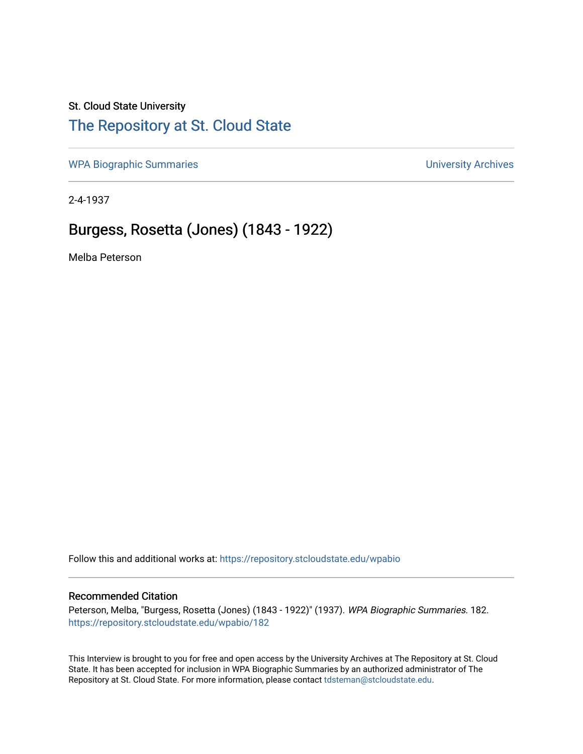St. Cloud State University

# The Repository at St. Cloud State

WPA Biographic Summaries

University Archives

2-4-1937

## Burgess, Rosetta (Jones) (1843 - 1922)

Melba Peterson

Follow this and additional works at: https://repository.stcloudstate.edu/wpabio

### Recommended Citation

Peterson, Melba, "Burgess, Rosetta (Jones) (1843 - 1922)" (1937). *WPA Biographic Summaries*. 182. https://repository.stcloudstate.edu/wpabio/182

This Interview is brought to you for free and open access by the University Archives at The Repository at St. Cloud State. It has been accepted for inclusion in WPA Biographic Summaries by an authorized administrator of The Repository at St. Cloud State. For more information, please contact tdsteman@stcloudstate.edu.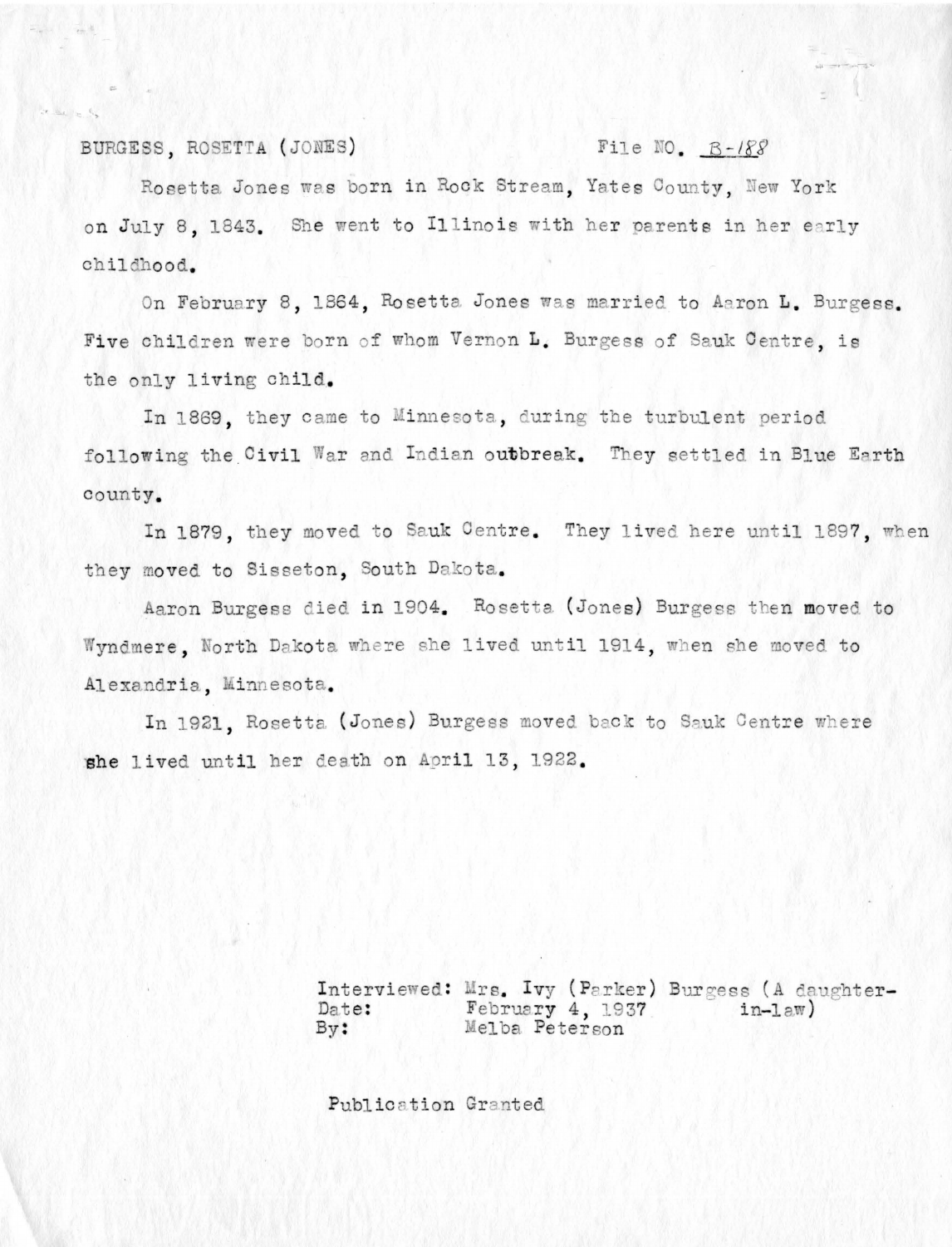BURGESS, ROSETTA (JONES) File NO. B-188

Rosetta Jones was born in Rock Stream, Yates County, New York on July 8, 1843. She went to Illinois with her parents in her early childhood.

On February 8, 1864, Rosetta Jones was married to Aaron L. Burgess. Five children were born of whom Vernon L. Burgess of Sauk Centre, is the only living child.

In 1869, they came to Minnesota, during the turbulent period following the Civil War and Indian outbreak. They settled in Blue Earth county.

In 1879, they moved to Sauk Centre. They lived here until 1897, when they moved to Sisseton, South Dakota.

Aaron Burgess died in 1904. Rosetta (Jones) Burgess then moved to Wyndmere, North Dakota where she lived until 1914, when she moved to Alexandria, Minnesota.

In 1921, Rosetta (Jones) Burgess moved back to Sauk Centre where she lived until her death on April 13, 1922.

Interviewed: Mrs. Ivy (Parker) Burgess (A daughter-in-law)
Date: February 4, 1937
By: Melba Peterson

Publication Granted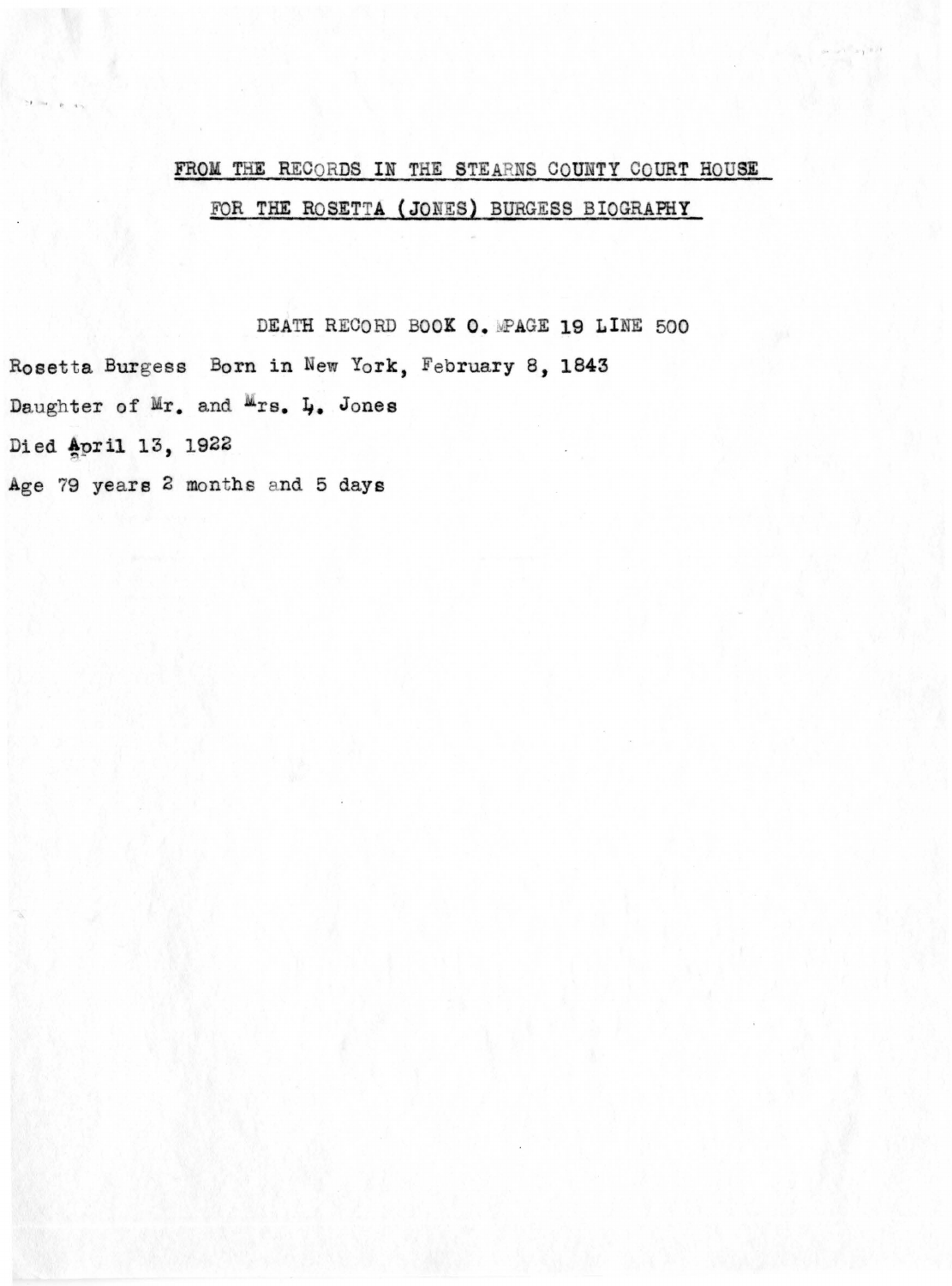## FROM THE RECORDS IN THE STEARNS COUNTY COURT HOUSE

## FOR THE ROSETTA (JONES) BURGESS BIOGRAPHY

DEATH RECORD BOOK O. PAGE 19 LINE 500

Rosetta Burgess Born in New York, February 8, 1843

Daughter of Mr. and Mrs. L. Jones

Died April 13, 1922

Age 79 years 2 months and 5 days